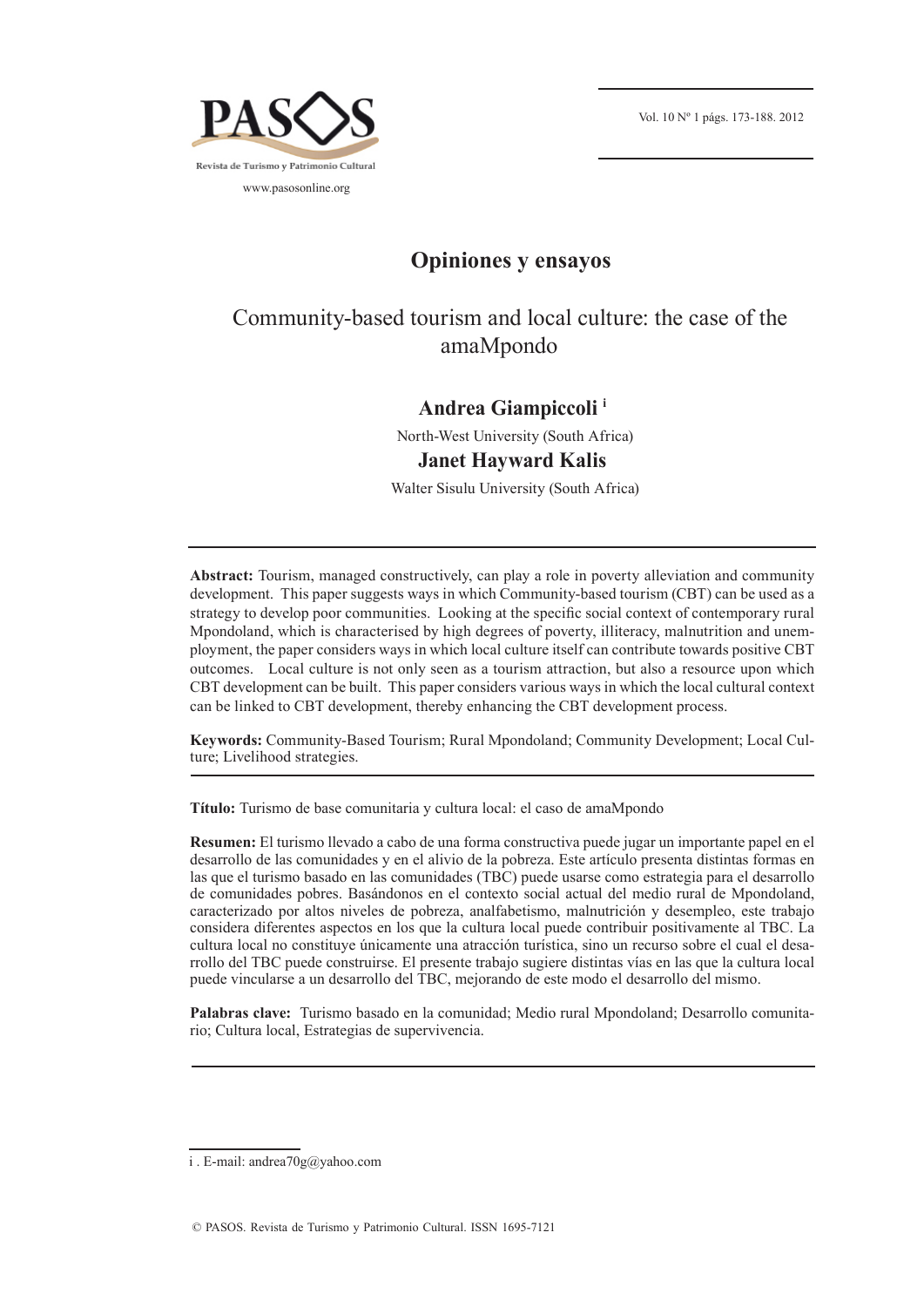## Opiniones y ensayos

# Community-based tourism and local culture: the case of the amaMpondo

**Andrea Giampiccoli** [i]

North-West University (South Africa)

**Janet Hayward Kalis**

Walter Sisulu University (South Africa)

**Abstract:** Tourism, managed constructively, can play a role in poverty alleviation and community development. This paper suggests ways in which Community-based tourism (CBT) can be used as a strategy to develop poor communities. Looking at the specific social context of contemporary rural Mpondoland, which is characterised by high degrees of poverty, illiteracy, malnutrition and unemployment, the paper considers ways in which local culture itself can contribute towards positive CBT outcomes. Local culture is not only seen as a tourism attraction, but also a resource upon which CBT development can be built. This paper considers various ways in which the local cultural context can be linked to CBT development, thereby enhancing the CBT development process.

**Keywords:** Community-Based Tourism; Rural Mpondoland; Community Development; Local Culture; Livelihood strategies.

**Título:** Turismo de base comunitaria y cultura local: el caso de amaMpondo

**Resumen:** El turismo llevado a cabo de una forma constructiva puede jugar un importante papel en el desarrollo de las comunidades y en el alivio de la pobreza. Este artículo presenta distintas formas en las que el turismo basado en las comunidades (TBC) puede usarse como estrategia para el desarrollo de comunidades pobres. Basándonos en el contexto social actual del medio rural de Mpondoland, caracterizado por altos niveles de pobreza, analfabetismo, malnutrición y desempleo, este trabajo considera diferentes aspectos en los que la cultura local puede contribuir positivamente al TBC. La cultura local no constituye únicamente una atracción turística, sino un recurso sobre el cual el desarrollo del TBC puede construirse. El presente trabajo sugiere distintas vías en las que la cultura local puede vincularse a un desarrollo del TBC, mejorando de este modo el desarrollo del mismo.

**Palabras clave:** Turismo basado en la comunidad; Medio rural Mpondoland; Desarrollo comunitario; Cultura local, Estrategias de supervivencia.

---

i . E-mail: andrea70g@yahoo.com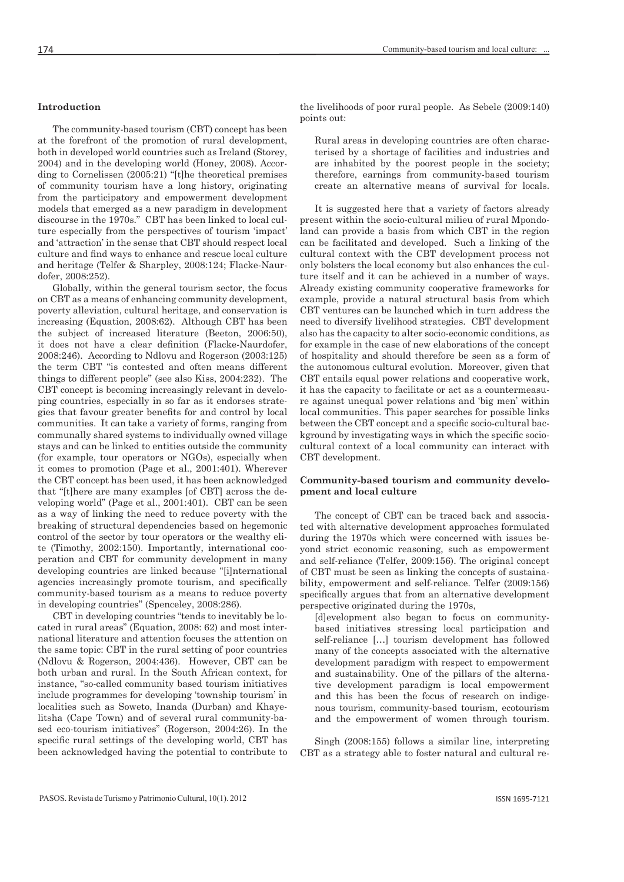### Introduction

The community-based tourism (CBT) concept has been at the forefront of the promotion of rural development, both in developed world countries such as Ireland (Storey, 2004) and in the developing world (Honey, 2008). According to Cornelissen (2005:21) "[t]he theoretical premises of community tourism have a long history, originating from the participatory and empowerment development models that emerged as a new paradigm in development discourse in the 1970s." CBT has been linked to local culture especially from the perspectives of tourism 'impact' and 'attraction' in the sense that CBT should respect local culture and find ways to enhance and rescue local culture and heritage (Telfer & Sharpley, 2008:124; Flacke-Naurdofer, 2008:252).

Globally, within the general tourism sector, the focus on CBT as a means of enhancing community development, poverty alleviation, cultural heritage, and conservation is increasing (Equation, 2008:62). Although CBT has been the subject of increased literature (Beeton, 2006:50), it does not have a clear definition (Flacke-Naurdofer, 2008:246). According to Ndlovu and Rogerson (2003:125) the term CBT "is contested and often means different things to different people" (see also Kiss, 2004:232). The CBT concept is becoming increasingly relevant in developing countries, especially in so far as it endorses strategies that favour greater benefits for and control by local communities. It can take a variety of forms, ranging from communally shared systems to individually owned village stays and can be linked to entities outside the community (for example, tour operators or NGOs), especially when it comes to promotion (Page et al., 2001:401). Wherever the CBT concept has been used, it has been acknowledged that "[t]here are many examples [of CBT] across the developing world" (Page et al., 2001:401). CBT can be seen as a way of linking the need to reduce poverty with the breaking of structural dependencies based on hegemonic control of the sector by tour operators or the wealthy elite (Timothy, 2002:150). Importantly, international cooperation and CBT for community development in many developing countries are linked because "[i]nternational agencies increasingly promote tourism, and specifically community-based tourism as a means to reduce poverty in developing countries" (Spenceley, 2008:286).

CBT in developing countries "tends to inevitably be located in rural areas" (Equation, 2008: 62) and most international literature and attention focuses the attention on the same topic: CBT in the rural setting of poor countries (Ndlovu & Rogerson, 2004:436). However, CBT can be both urban and rural. In the South African context, for instance, "so-called community based tourism initiatives include programmes for developing 'township tourism' in localities such as Soweto, Inanda (Durban) and Khayelitsha (Cape Town) and of several rural community-based eco-tourism initiatives" (Rogerson, 2004:26). In the specific rural settings of the developing world, CBT has been acknowledged having the potential to contribute to the livelihoods of poor rural people. As Sebele (2009:140) points out:

> Rural areas in developing countries are often characterised by a shortage of facilities and industries and are inhabited by the poorest people in the society; therefore, earnings from community-based tourism create an alternative means of survival for locals.

It is suggested here that a variety of factors already present within the socio-cultural milieu of rural Mpondoland can provide a basis from which CBT in the region can be facilitated and developed. Such a linking of the cultural context with the CBT development process not only bolsters the local economy but also enhances the culture itself and it can be achieved in a number of ways. Already existing community cooperative frameworks for example, provide a natural structural basis from which CBT ventures can be launched which in turn address the need to diversify livelihood strategies. CBT development also has the capacity to alter socio-economic conditions, as for example in the case of new elaborations of the concept of hospitality and should therefore be seen as a form of the autonomous cultural evolution. Moreover, given that CBT entails equal power relations and cooperative work, it has the capacity to facilitate or act as a countermeasure against unequal power relations and 'big men' within local communities. This paper searches for possible links between the CBT concept and a specific socio-cultural background by investigating ways in which the specific socio-cultural context of a local community can interact with CBT development.

### Community-based tourism and community development and local culture

The concept of CBT can be traced back and associated with alternative development approaches formulated during the 1970s which were concerned with issues beyond strict economic reasoning, such as empowerment and self-reliance (Telfer, 2009:156). The original concept of CBT must be seen as linking the concepts of sustainability, empowerment and self-reliance. Telfer (2009:156) specifically argues that from an alternative development perspective originated during the 1970s,

> [d]evelopment also began to focus on community-based initiatives stressing local participation and self-reliance [...] tourism development has followed many of the concepts associated with the alternative development paradigm with respect to empowerment and sustainability. One of the pillars of the alternative development paradigm is local empowerment and this has been the focus of research on indigenous tourism, community-based tourism, ecotourism and the empowerment of women through tourism.

Singh (2008:155) follows a similar line, interpreting CBT as a strategy able to foster natural and cultural re-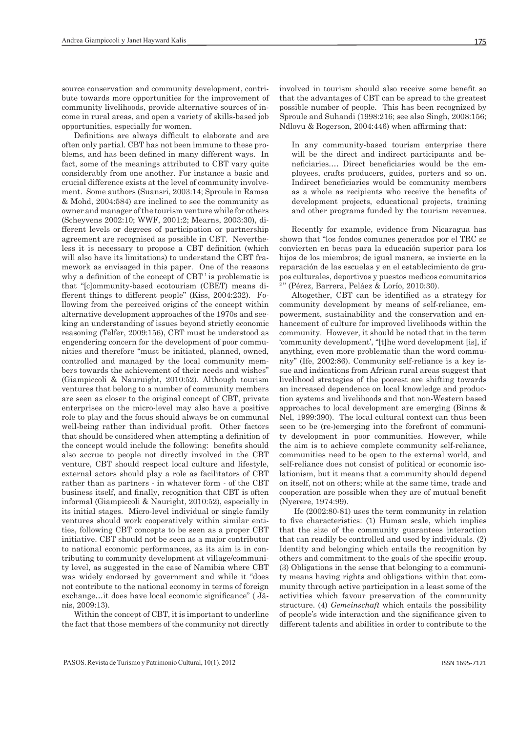source conservation and community development, contribute towards more opportunities for the improvement of community livelihoods, provide alternative sources of income in rural areas, and open a variety of skills-based job opportunities, especially for women.

Definitions are always difficult to elaborate and are often only partial. CBT has not been immune to these problems, and has been defined in many different ways. In fact, some of the meanings attributed to CBT vary quite considerably from one another. For instance a basic and crucial difference exists at the level of community involvement. Some authors (Suansri, 2003:14; Sproule in Ramsa & Mohd, 2004:584) are inclined to see the community as owner and manager of the tourism venture while for others (Scheyvens 2002:10; WWF, 2001:2; Mearns, 2003:30), different levels or degrees of participation or partnership agreement are recognised as possible in CBT. Nevertheless it is necessary to propose a CBT definition (which will also have its limitations) to understand the CBT framework as envisaged in this paper. One of the reasons why a definition of the concept of CBT [1] is problematic is that "[c]ommunity-based ecotourism (CBET) means different things to different people" (Kiss, 2004:232). Following from the perceived origins of the concept within alternative development approaches of the 1970s and seeking an understanding of issues beyond strictly economic reasoning (Telfer, 2009:156), CBT must be understood as engendering concern for the development of poor communities and therefore "must be initiated, planned, owned, controlled and managed by the local community members towards the achievement of their needs and wishes" (Giampiccoli & Nauruight, 2010:52). Although tourism ventures that belong to a number of community members are seen as closer to the original concept of CBT, private enterprises on the micro-level may also have a positive role to play and the focus should always be on communal well-being rather than individual profit. Other factors that should be considered when attempting a definition of the concept would include the following: benefits should also accrue to people not directly involved in the CBT venture, CBT should respect local culture and lifestyle, external actors should play a role as facilitators of CBT rather than as partners - in whatever form - of the CBT business itself, and finally, recognition that CBT is often informal (Giampiccoli & Nauright, 2010:52), especially in its initial stages. Micro-level individual or single family ventures should work cooperatively within similar entities, following CBT concepts to be seen as a proper CBT initiative. CBT should not be seen as a major contributor to national economic performances, as its aim is in contributing to community development at village/community level, as suggested in the case of Namibia where CBT was widely endorsed by government and while it "does not contribute to the national economy in terms of foreign exchange…it does have local economic significance" ( Jänis, 2009:13).

Within the concept of CBT, it is important to underline the fact that those members of the community not directly involved in tourism should also receive some benefit so that the advantages of CBT can be spread to the greatest possible number of people. This has been recognized by Sproule and Suhandi (1998:216; see also Singh, 2008:156; Ndlovu & Rogerson, 2004:446) when affirming that:

> In any community-based tourism enterprise there will be the direct and indirect participants and beneficiaries…. Direct beneficiaries would be the employees, crafts producers, guides, porters and so on. Indirect beneficiaries would be community members as a whole as recipients who receive the benefits of development projects, educational projects, training and other programs funded by the tourism revenues.

Recently for example, evidence from Nicaragua has shown that "los fondos comunes generados por el TRC se convierten en becas para la educación superior para los hijos de los miembros; de igual manera, se invierte en la reparación de las escuelas y en el establecimiento de grupos culturales, deportivos y puestos medicos comunitarios [2]" (Pérez, Barrera, Peláez & Lorío, 2010:30).

Altogether, CBT can be identified as a strategy for community development by means of self-reliance, empowerment, sustainability and the conservation and enhancement of culture for improved livelihoods within the community. However, it should be noted that in the term 'community development', "[t]he word development [is], if anything, even more problematic than the word community" (Ife, 2002:86). Community self-reliance is a key issue and indications from African rural areas suggest that livelihood strategies of the poorest are shifting towards an increased dependence on local knowledge and production systems and livelihoods and that non-Western based approaches to local development are emerging (Binns & Nel, 1999:390). The local cultural context can thus been seen to be (re-)emerging into the forefront of community development in poor communities. However, while the aim is to achieve complete community self-reliance, communities need to be open to the external world, and self-reliance does not consist of political or economic isolationism, but it means that a community should depend on itself, not on others; while at the same time, trade and cooperation are possible when they are of mutual benefit (Nyerere, 1974:99).

Ife (2002:80-81) uses the term community in relation to five characteristics: (1) Human scale, which implies that the size of the community guarantees interaction that can readily be controlled and used by individuals. (2) Identity and belonging which entails the recognition by others and commitment to the goals of the specific group. (3) Obligations in the sense that belonging to a community means having rights and obligations within that community through active participation in a least some of the activities which favour preservation of the community structure. (4) *Gemeinschaft* which entails the possibility of people's wide interaction and the significance given to different talents and abilities in order to contribute to the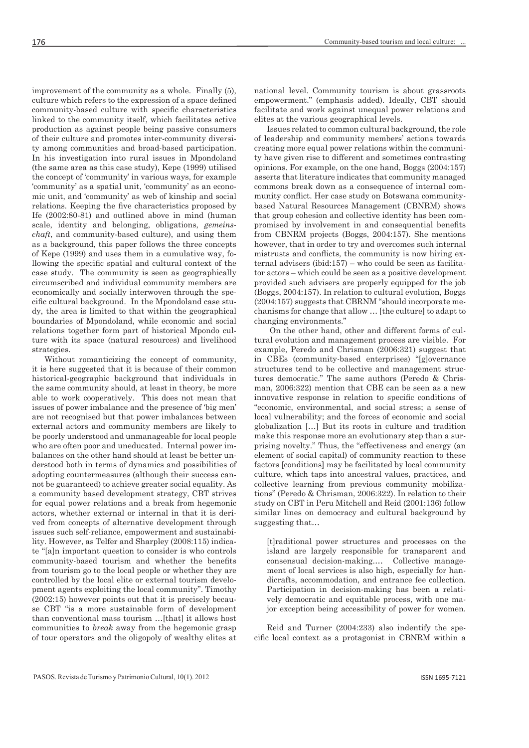improvement of the community as a whole. Finally (5), culture which refers to the expression of a space defined community-based culture with specific characteristics linked to the community itself, which facilitates active production as against people being passive consumers of their culture and promotes inter-community diversity among communities and broad-based participation. In his investigation into rural issues in Mpondoland (the same area as this case study), Kepe (1999) utilised the concept of 'community' in various ways, for example 'community' as a spatial unit, 'community' as an economic unit, and 'community' as web of kinship and social relations. Keeping the five characteristics proposed by Ife (2002:80-81) and outlined above in mind (human scale, identity and belonging, obligations, *gemeinschaft*, and community-based culture), and using them as a background, this paper follows the three concepts of Kepe (1999) and uses them in a cumulative way, following the specific spatial and cultural context of the case study. The community is seen as geographically circumscribed and individual community members are economically and socially interwoven through the specific cultural background. In the Mpondoland case study, the area is limited to that within the geographical boundaries of Mpondoland, while economic and social relations together form part of historical Mpondo culture with its space (natural resources) and livelihood strategies.

Without romanticizing the concept of community, it is here suggested that it is because of their common historical-geographic background that individuals in the same community should, at least in theory, be more able to work cooperatively. This does not mean that issues of power imbalance and the presence of 'big men' are not recognised but that power imbalances between external actors and community members are likely to be poorly understood and unmanageable for local people who are often poor and uneducated. Internal power imbalances on the other hand should at least be better understood both in terms of dynamics and possibilities of adopting countermeasures (although their success cannot be guaranteed) to achieve greater social equality. As a community based development strategy, CBT strives for equal power relations and a break from hegemonic actors, whether external or internal in that it is derived from concepts of alternative development through issues such self-reliance, empowerment and sustainability. However, as Telfer and Sharpley (2008:115) indicate "[a]n important question to consider is who controls community-based tourism and whether the benefits from tourism go to the local people or whether they are controlled by the local elite or external tourism development agents exploiting the local community". Timothy (2002:15) however points out that it is precisely because CBT "is a more sustainable form of development than conventional mass tourism …[that] it allows host communities to *break* away from the hegemonic grasp of tour operators and the oligopoly of wealthy elites at national level. Community tourism is about grassroots empowerment." (emphasis added). Ideally, CBT should facilitate and work against unequal power relations and elites at the various geographical levels.

Issues related to common cultural background, the role of leadership and community members' actions towards creating more equal power relations within the community have given rise to different and sometimes contrasting opinions. For example, on the one hand, Boggs (2004:157) asserts that literature indicates that community managed commons break down as a consequence of internal community conflict. Her case study on Botswana community-based Natural Resources Management (CBNRM) shows that group cohesion and collective identity has been compromised by involvement in and consequential benefits from CBNRM projects (Boggs, 2004:157). She mentions however, that in order to try and overcomes such internal mistrusts and conflicts, the community is now hiring external advisers (ibid:157) – who could be seen as facilitator actors – which could be seen as a positive development provided such advisers are properly equipped for the job (Boggs, 2004:157). In relation to cultural evolution, Boggs (2004:157) suggests that CBRNM "should incorporate mechanisms for change that allow … [the culture] to adapt to changing environments."

On the other hand, other and different forms of cultural evolution and management process are visible. For example, Peredo and Chrisman (2006:321) suggest that in CBEs (community-based enterprises) "[g]overnance structures tend to be collective and management structures democratic." The same authors (Peredo & Chrisman, 2006:322) mention that CBE can be seen as a new innovative response in relation to specific conditions of "economic, environmental, and social stress; a sense of local vulnerability; and the forces of economic and social globalization […] But its roots in culture and tradition make this response more an evolutionary step than a surprising novelty." Thus, the "effectiveness and energy (an element of social capital) of community reaction to these factors [conditions] may be facilitated by local community culture, which taps into ancestral values, practices, and collective learning from previous community mobilizations" (Peredo & Chrisman, 2006:322). In relation to their study on CBT in Peru Mitchell and Reid (2001:136) follow similar lines on democracy and cultural background by suggesting that…

> [t]raditional power structures and processes on the island are largely responsible for transparent and consensual decision-making.… Collective management of local services is also high, especially for handicrafts, accommodation, and entrance fee collection. Participation in decision-making has been a relatively democratic and equitable process, with one major exception being accessibility of power for women.

Reid and Turner (2004:233) also indentify the specific local context as a protagonist in CBNRM within a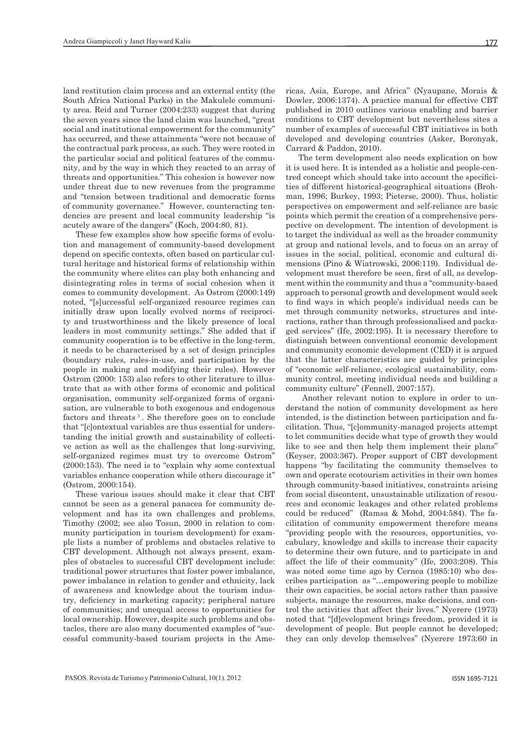land restitution claim process and an external entity (the South Africa National Parks) in the Makulele community area. Reid and Turner (2004:233) suggest that during the seven years since the land claim was launched, "great social and institutional empowerment for the community" has occurred, and these attainments "were not because of the contractual park process, as such. They were rooted in the particular social and political features of the community, and by the way in which they reacted to an array of threats and opportunities." This cohesion is however now under threat due to new revenues from the programme and "tension between traditional and democratic forms of community governance." However, counteracting tendencies are present and local community leadership "is acutely aware of the dangers" (Koch, 2004:80, 81).

These few examples show how specific forms of evolution and management of community-based development depend on specific contexts, often based on particular cultural heritage and historical forms of relationship within the community where elites can play both enhancing and disintegrating roles in terms of social cohesion when it comes to community development. As Ostrom (2000:149) noted, "[s]uccessful self-organized resource regimes can initially draw upon locally evolved norms of reciprocity and trustworthiness and the likely presence of local leaders in most community settings." She added that if community cooperation is to be effective in the long-term, it needs to be characterised by a set of design principles (boundary rules, rules-in-use, and participation by the people in making and modifying their rules). However Ostrom (2000: 153) also refers to other literature to illustrate that as with other forms of economic and political organisation, community self-organized forms of organisation, are vulnerable to both exogenous and endogenous factors and threats [3]. She therefore goes on to conclude that "[c]ontextual variables are thus essential for understanding the initial growth and sustainability of collective action as well as the challenges that long-surviving, self-organized regimes must try to overcome Ostrom" (2000:153). The need is to "explain why some contextual variables enhance cooperation while others discourage it" (Ostrom, 2000:154).

These various issues should make it clear that CBT cannot be seen as a general panacea for community development and has its own challenges and problems. Timothy (2002; see also Tosun, 2000 in relation to community participation in tourism development) for example lists a number of problems and obstacles relative to CBT development. Although not always present, examples of obstacles to successful CBT development include: traditional power structures that foster power imbalance, power imbalance in relation to gender and ethnicity, lack of awareness and knowledge about the tourism industry, deficiency in marketing capacity; peripheral nature of communities; and unequal access to opportunities for local ownership. However, despite such problems and obstacles, there are also many documented examples of "successful community-based tourism projects in the Americas, Asia, Europe, and Africa" (Nyaupane, Morais & Dowler, 2006:1374). A practice manual for effective CBT published in 2010 outlines various enabling and barrier conditions to CBT development but nevertheless sites a number of examples of successful CBT initiatives in both developed and developing countries (Asker, Boronyak, Carrard & Paddon, 2010).

The term development also needs explication on how it is used here. It is intended as a holistic and people-centred concept which should take into account the specificities of different historical-geographical situations (Brohman, 1996; Burkey, 1993; Pieterse, 2000). Thus, holistic perspectives on empowerment and self-reliance are basic points which permit the creation of a comprehensive perspective on development. The intention of development is to target the individual as well as the broader community at group and national levels, and to focus on an array of issues in the social, political, economic and cultural dimensions (Pino & Wiatrowski, 2006:119). Individual development must therefore be seen, first of all, as development within the community and thus a "community-based approach to personal growth and development would seek to find ways in which people's individual needs can be met through community networks, structures and interactions, rather than through professionalised and packaged services" (Ife, 2002:195). It is necessary therefore to distinguish between conventional economic development and community economic development (CED) it is argued that the latter characteristics are guided by principles of "economic self-reliance, ecological sustainability, community control, meeting individual needs and building a community culture" (Fennell, 2007:157).

Another relevant notion to explore in order to understand the notion of community development as here intended, is the distinction between participation and facilitation. Thus, "[c]ommunity-managed projects attempt to let communities decide what type of growth they would like to see and then help them implement their plans" (Keyser, 2003:367). Proper support of CBT development happens "by facilitating the community themselves to own and operate ecotourism activities in their own homes through community-based initiatives, constraints arising from social discontent, unsustainable utilization of resources and economic leakages and other related problems could be reduced" (Ramsa & Mohd, 2004:584). The facilitation of community empowerment therefore means "providing people with the resources, opportunities, vocabulary, knowledge and skills to increase their capacity to determine their own future, and to participate in and affect the life of their community" (Ife, 2003:208). This was noted some time ago by Cernea (1985:10) who describes participation as "…empowering people to mobilize their own capacities, be social actors rather than passive subjects, manage the resources, make decisions, and control the activities that affect their lives." Nyerere (1973) noted that "[d]evelopment brings freedom, provided it is development of people. But people cannot be developed; they can only develop themselves" (Nyerere 1973:60 in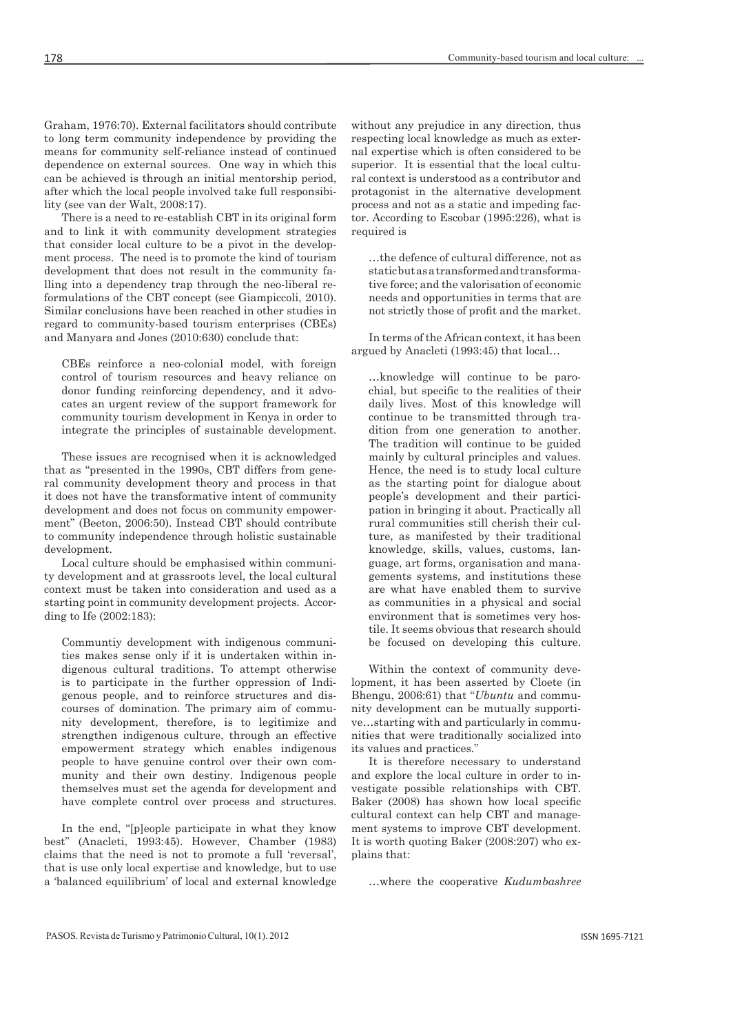Graham, 1976:70). External facilitators should contribute to long term community independence by providing the means for community self-reliance instead of continued dependence on external sources. One way in which this can be achieved is through an initial mentorship period, after which the local people involved take full responsibility (see van der Walt, 2008:17).

There is a need to re-establish CBT in its original form and to link it with community development strategies that consider local culture to be a pivot in the development process. The need is to promote the kind of tourism development that does not result in the community falling into a dependency trap through the neo-liberal reformulations of the CBT concept (see Giampiccoli, 2010). Similar conclusions have been reached in other studies in regard to community-based tourism enterprises (CBEs) and Manyara and Jones (2010:630) conclude that:

> CBEs reinforce a neo-colonial model, with foreign control of tourism resources and heavy reliance on donor funding reinforcing dependency, and it advocates an urgent review of the support framework for community tourism development in Kenya in order to integrate the principles of sustainable development.

These issues are recognised when it is acknowledged that as "presented in the 1990s, CBT differs from general community development theory and process in that it does not have the transformative intent of community development and does not focus on community empowerment" (Beeton, 2006:50). Instead CBT should contribute to community independence through holistic sustainable development.

Local culture should be emphasised within community development and at grassroots level, the local cultural context must be taken into consideration and used as a starting point in community development projects. According to Ife (2002:183):

> Communtiy development with indigenous communities makes sense only if it is undertaken within indigenous cultural traditions. To attempt otherwise is to participate in the further oppression of Indigenous people, and to reinforce structures and discourses of domination. The primary aim of community development, therefore, is to legitimize and strengthen indigenous culture, through an effective empowerment strategy which enables indigenous people to have genuine control over their own community and their own destiny. Indigenous people themselves must set the agenda for development and have complete control over process and structures.

In the end, "[p]eople participate in what they know best" (Anacleti, 1993:45). However, Chamber (1983) claims that the need is not to promote a full 'reversal', that is use only local expertise and knowledge, but to use a 'balanced equilibrium' of local and external knowledge without any prejudice in any direction, thus respecting local knowledge as much as external expertise which is often considered to be superior. It is essential that the local cultural context is understood as a contributor and protagonist in the alternative development process and not as a static and impeding factor. According to Escobar (1995:226), what is required is

> …the defence of cultural difference, not as static but as a transformed and transformative force; and the valorisation of economic needs and opportunities in terms that are not strictly those of profit and the market.

In terms of the African context, it has been argued by Anacleti (1993:45) that local…

> …knowledge will continue to be parochial, but specific to the realities of their daily lives. Most of this knowledge will continue to be transmitted through tradition from one generation to another. The tradition will continue to be guided mainly by cultural principles and values. Hence, the need is to study local culture as the starting point for dialogue about people's development and their participation in bringing it about. Practically all rural communities still cherish their culture, as manifested by their traditional knowledge, skills, values, customs, language, art forms, organisation and managements systems, and institutions these are what have enabled them to survive as communities in a physical and social environment that is sometimes very hostile. It seems obvious that research should be focused on developing this culture.

Within the context of community development, it has been asserted by Cloete (in Bhengu, 2006:61) that "*Ubuntu* and community development can be mutually supportive…starting with and particularly in communities that were traditionally socialized into its values and practices."

It is therefore necessary to understand and explore the local culture in order to investigate possible relationships with CBT. Baker (2008) has shown how local specific cultural context can help CBT and management systems to improve CBT development. It is worth quoting Baker (2008:207) who explains that:

> …where the cooperative *Kudumbashree*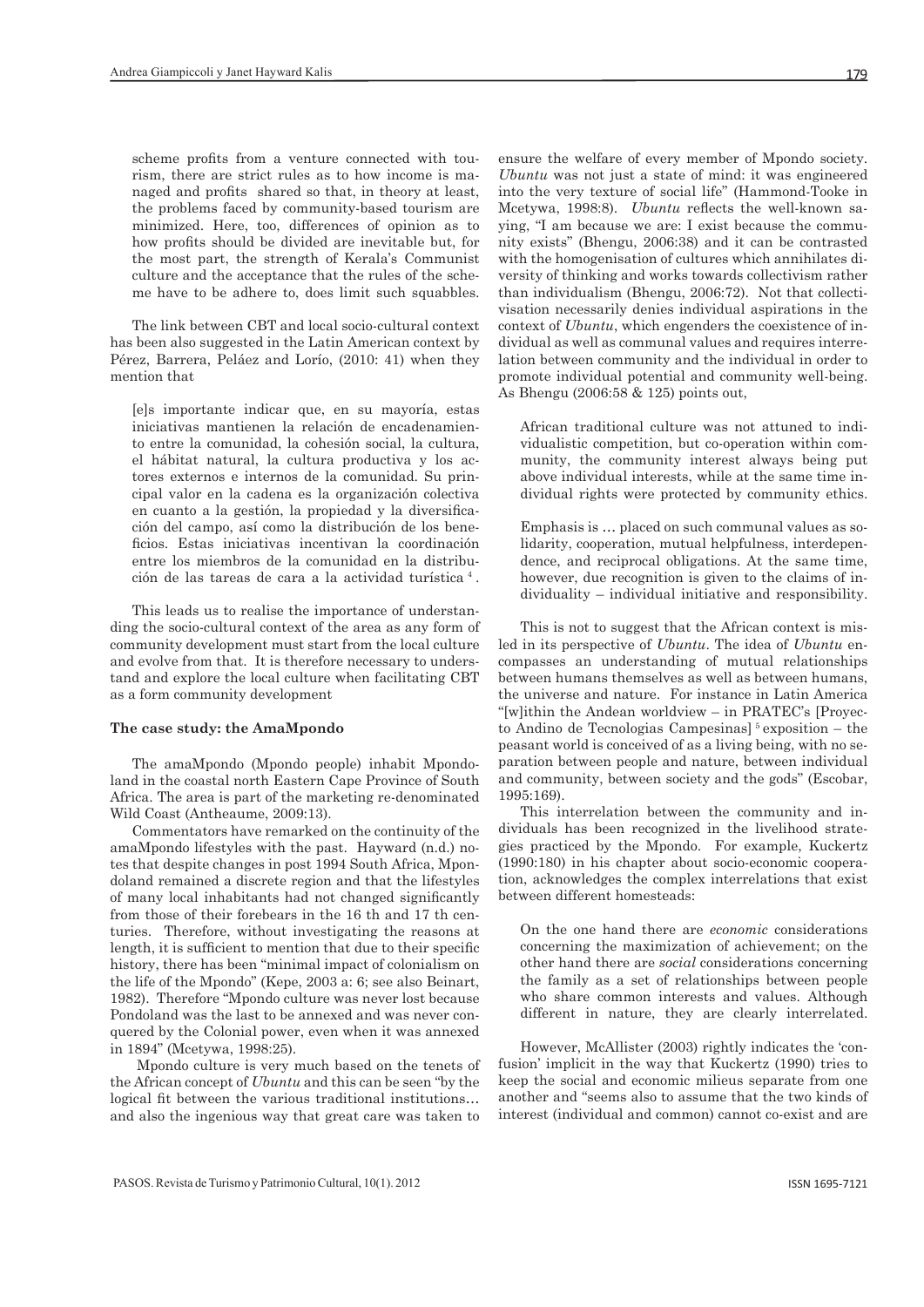scheme profits from a venture connected with tourism, there are strict rules as to how income is managed and profits shared so that, in theory at least, the problems faced by community-based tourism are minimized. Here, too, differences of opinion as to how profits should be divided are inevitable but, for the most part, the strength of Kerala's Communist culture and the acceptance that the rules of the scheme have to be adhere to, does limit such squabbles.

The link between CBT and local socio-cultural context has been also suggested in the Latin American context by Pérez, Barrera, Peláez and Lorío, (2010: 41) when they mention that

> [e]s importante indicar que, en su mayoría, estas iniciativas mantienen la relación de encadenamiento entre la comunidad, la cohesión social, la cultura, el hábitat natural, la cultura productiva y los actores externos e internos de la comunidad. Su principal valor en la cadena es la organización colectiva en cuanto a la gestión, la propiedad y la diversificación del campo, así como la distribución de los beneficios. Estas iniciativas incentivan la coordinación entre los miembros de la comunidad en la distribución de las tareas de cara a la actividad turística [4].

This leads us to realise the importance of understanding the socio-cultural context of the area as any form of community development must start from the local culture and evolve from that. It is therefore necessary to understand and explore the local culture when facilitating CBT as a form community development

**The case study: the AmaMpondo**

The amaMpondo (Mpondo people) inhabit Mpondoland in the coastal north Eastern Cape Province of South Africa. The area is part of the marketing re-denominated Wild Coast (Antheaume, 2009:13).

Commentators have remarked on the continuity of the amaMpondo lifestyles with the past. Hayward (n.d.) notes that despite changes in post 1994 South Africa, Mpondoland remained a discrete region and that the lifestyles of many local inhabitants had not changed significantly from those of their forebears in the 16 th and 17 th centuries. Therefore, without investigating the reasons at length, it is sufficient to mention that due to their specific history, there has been "minimal impact of colonialism on the life of the Mpondo" (Kepe, 2003 a: 6; see also Beinart, 1982). Therefore "Mpondo culture was never lost because Pondoland was the last to be annexed and was never conquered by the Colonial power, even when it was annexed in 1894" (Mcetywa, 1998:25).

Mpondo culture is very much based on the tenets of the African concept of *Ubuntu* and this can be seen "by the logical fit between the various traditional institutions… and also the ingenious way that great care was taken to ensure the welfare of every member of Mpondo society. *Ubuntu* was not just a state of mind: it was engineered into the very texture of social life" (Hammond-Tooke in Mcetywa, 1998:8). *Ubuntu* reflects the well-known saying, "I am because we are: I exist because the community exists" (Bhengu, 2006:38) and it can be contrasted with the homogenisation of cultures which annihilates diversity of thinking and works towards collectivism rather than individualism (Bhengu, 2006:72). Not that collectivisation necessarily denies individual aspirations in the context of *Ubuntu*, which engenders the coexistence of individual as well as communal values and requires interrelation between community and the individual in order to promote individual potential and community well-being. As Bhengu (2006:58 & 125) points out,

> African traditional culture was not attuned to individualistic competition, but co-operation within community, the community interest always being put above individual interests, while at the same time individual rights were protected by community ethics.
>
> Emphasis is … placed on such communal values as solidarity, cooperation, mutual helpfulness, interdependence, and reciprocal obligations. At the same time, however, due recognition is given to the claims of individuality – individual initiative and responsibility.

This is not to suggest that the African context is misled in its perspective of *Ubuntu*. The idea of *Ubuntu* encompasses an understanding of mutual relationships between humans themselves as well as between humans, the universe and nature. For instance in Latin America "[w]ithin the Andean worldview – in PRATEC's [Proyecto Andino de Tecnologias Campesinas] [5] exposition – the peasant world is conceived of as a living being, with no separation between people and nature, between individual and community, between society and the gods" (Escobar, 1995:169).

This interrelation between the community and individuals has been recognized in the livelihood strategies practiced by the Mpondo. For example, Kuckertz (1990:180) in his chapter about socio-economic cooperation, acknowledges the complex interrelations that exist between different homesteads:

> On the one hand there are *economic* considerations concerning the maximization of achievement; on the other hand there are *social* considerations concerning the family as a set of relationships between people who share common interests and values. Although different in nature, they are clearly interrelated.

However, McAllister (2003) rightly indicates the 'confusion' implicit in the way that Kuckertz (1990) tries to keep the social and economic milieus separate from one another and "seems also to assume that the two kinds of interest (individual and common) cannot co-exist and are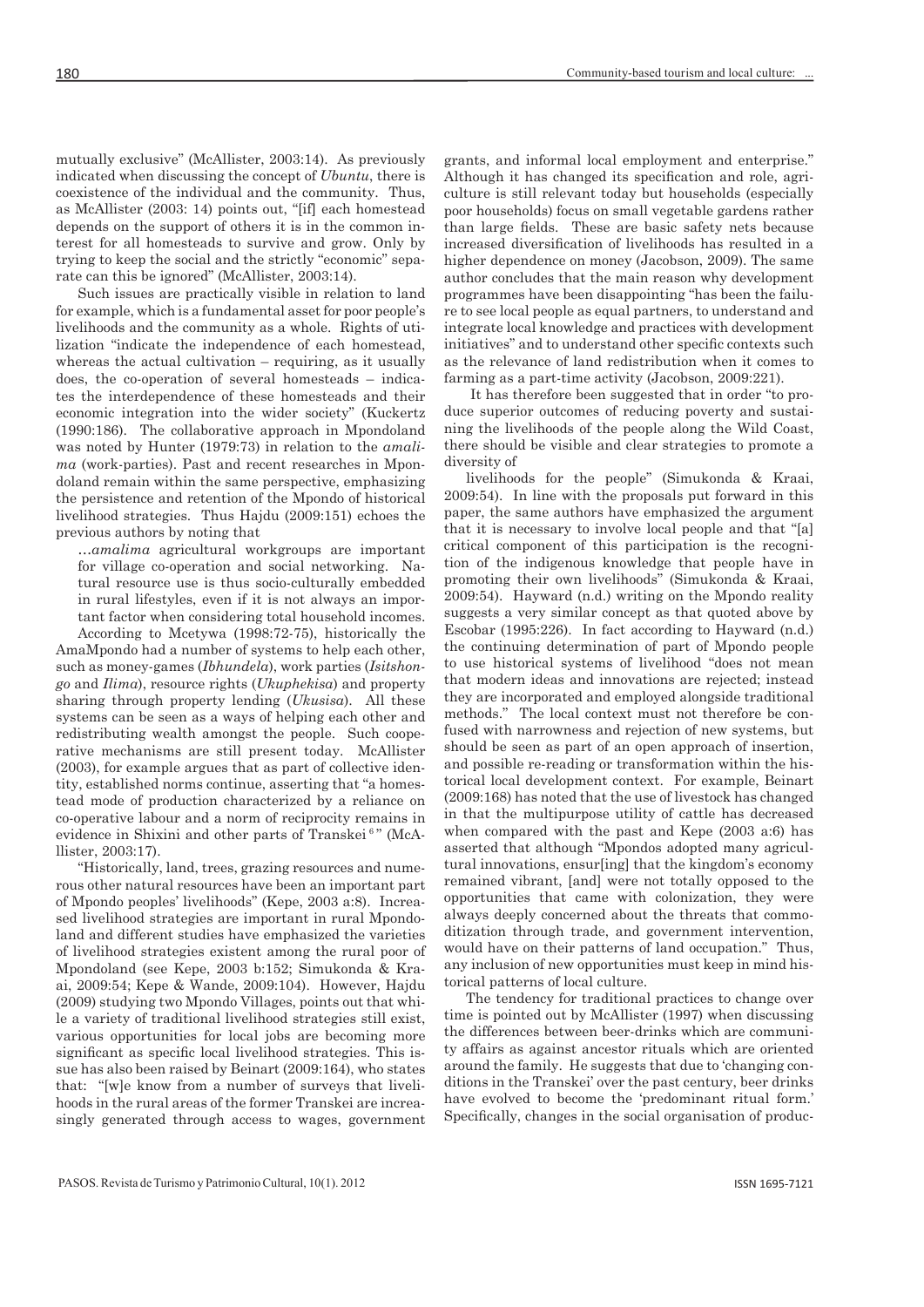mutually exclusive" (McAllister, 2003:14). As previously indicated when discussing the concept of *Ubuntu*, there is coexistence of the individual and the community. Thus, as McAllister (2003: 14) points out, "[if] each homestead depends on the support of others it is in the common interest for all homesteads to survive and grow. Only by trying to keep the social and the strictly "economic" separate can this be ignored" (McAllister, 2003:14).

Such issues are practically visible in relation to land for example, which is a fundamental asset for poor people's livelihoods and the community as a whole. Rights of utilization "indicate the independence of each homestead, whereas the actual cultivation – requiring, as it usually does, the co-operation of several homesteads – indicates the interdependence of these homesteads and their economic integration into the wider society" (Kuckertz (1990:186). The collaborative approach in Mpondoland was noted by Hunter (1979:73) in relation to the *amalima* (work-parties). Past and recent researches in Mpondoland remain within the same perspective, emphasizing the persistence and retention of the Mpondo of historical livelihood strategies. Thus Hajdu (2009:151) echoes the previous authors by noting that

> …*amalima* agricultural workgroups are important for village co-operation and social networking. Natural resource use is thus socio-culturally embedded in rural lifestyles, even if it is not always an important factor when considering total household incomes.

According to Mcetywa (1998:72-75), historically the AmaMpondo had a number of systems to help each other, such as money-games (*Ibhundela*), work parties (*Isitshongo* and *Ilima*), resource rights (*Ukuphekisa*) and property sharing through property lending (*Ukusisa*). All these systems can be seen as a ways of helping each other and redistributing wealth amongst the people. Such cooperative mechanisms are still present today. McAllister (2003), for example argues that as part of collective identity, established norms continue, asserting that "a homestead mode of production characterized by a reliance on co-operative labour and a norm of reciprocity remains in evidence in Shixini and other parts of Transkei [6]" (McAllister, 2003:17).

"Historically, land, trees, grazing resources and numerous other natural resources have been an important part of Mpondo peoples' livelihoods" (Kepe, 2003 a:8). Increased livelihood strategies are important in rural Mpondoland and different studies have emphasized the varieties of livelihood strategies existent among the rural poor of Mpondoland (see Kepe, 2003 b:152; Simukonda & Kraai, 2009:54; Kepe & Wande, 2009:104). However, Hajdu (2009) studying two Mpondo Villages, points out that while a variety of traditional livelihood strategies still exist, various opportunities for local jobs are becoming more significant as specific local livelihood strategies. This issue has also been raised by Beinart (2009:164), who states that: "[w]e know from a number of surveys that livelihoods in the rural areas of the former Transkei are increasingly generated through access to wages, government grants, and informal local employment and enterprise." Although it has changed its specification and role, agriculture is still relevant today but households (especially poor households) focus on small vegetable gardens rather than large fields. These are basic safety nets because increased diversification of livelihoods has resulted in a higher dependence on money (Jacobson, 2009). The same author concludes that the main reason why development programmes have been disappointing "has been the failure to see local people as equal partners, to understand and integrate local knowledge and practices with development initiatives" and to understand other specific contexts such as the relevance of land redistribution when it comes to farming as a part-time activity (Jacobson, 2009:221).

It has therefore been suggested that in order "to produce superior outcomes of reducing poverty and sustaining the livelihoods of the people along the Wild Coast, there should be visible and clear strategies to promote a diversity of livelihoods for the people" (Simukonda & Kraai, 2009:54). In line with the proposals put forward in this paper, the same authors have emphasized the argument that it is necessary to involve local people and that "[a] critical component of this participation is the recognition of the indigenous knowledge that people have in promoting their own livelihoods" (Simukonda & Kraai, 2009:54). Hayward (n.d.) writing on the Mpondo reality suggests a very similar concept as that quoted above by Escobar (1995:226). In fact according to Hayward (n.d.) the continuing determination of part of Mpondo people to use historical systems of livelihood "does not mean that modern ideas and innovations are rejected; instead they are incorporated and employed alongside traditional methods." The local context must not therefore be confused with narrowness and rejection of new systems, but should be seen as part of an open approach of insertion, and possible re-reading or transformation within the historical local development context. For example, Beinart (2009:168) has noted that the use of livestock has changed in that the multipurpose utility of cattle has decreased when compared with the past and Kepe (2003 a:6) has asserted that although "Mpondos adopted many agricultural innovations, ensur[ing] that the kingdom's economy remained vibrant, [and] were not totally opposed to the opportunities that came with colonization, they were always deeply concerned about the threats that commoditization through trade, and government intervention, would have on their patterns of land occupation." Thus, any inclusion of new opportunities must keep in mind historical patterns of local culture.

The tendency for traditional practices to change over time is pointed out by McAllister (1997) when discussing the differences between beer-drinks which are community affairs as against ancestor rituals which are oriented around the family. He suggests that due to 'changing conditions in the Transkei' over the past century, beer drinks have evolved to become the 'predominant ritual form.' Specifically, changes in the social organisation of produc-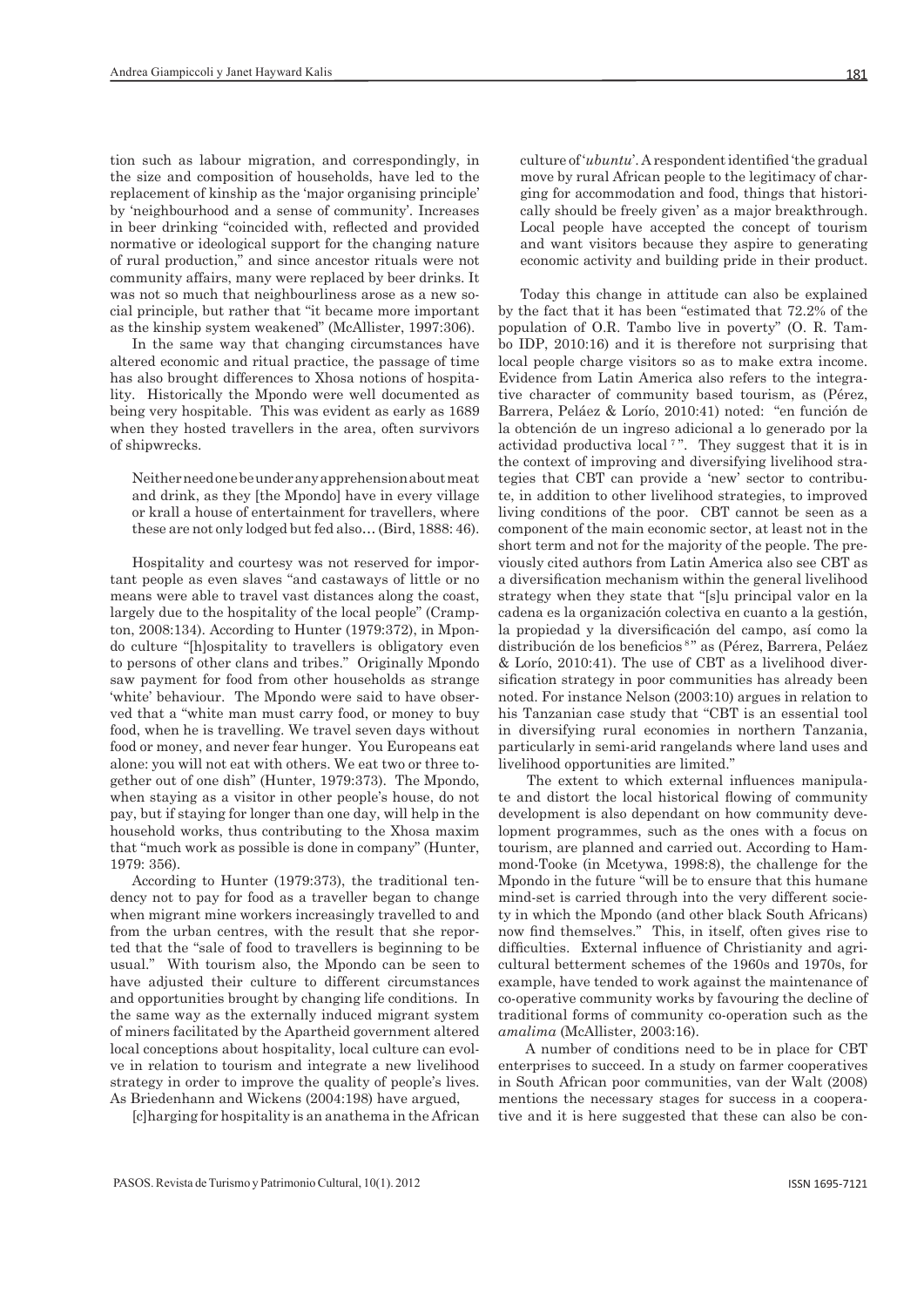tion such as labour migration, and correspondingly, in the size and composition of households, have led to the replacement of kinship as the 'major organising principle' by 'neighbourhood and a sense of community'. Increases in beer drinking "coincided with, reflected and provided normative or ideological support for the changing nature of rural production," and since ancestor rituals were not community affairs, many were replaced by beer drinks. It was not so much that neighbourliness arose as a new social principle, but rather that "it became more important as the kinship system weakened" (McAllister, 1997:306).

In the same way that changing circumstances have altered economic and ritual practice, the passage of time has also brought differences to Xhosa notions of hospitality. Historically the Mpondo were well documented as being very hospitable. This was evident as early as 1689 when they hosted travellers in the area, often survivors of shipwrecks.

> Neither need one be under any apprehension about meat and drink, as they [the Mpondo] have in every village or krall a house of entertainment for travellers, where these are not only lodged but fed also… (Bird, 1888: 46).

Hospitality and courtesy was not reserved for important people as even slaves "and castaways of little or no means were able to travel vast distances along the coast, largely due to the hospitality of the local people" (Crampton, 2008:134). According to Hunter (1979:372), in Mpondo culture "[h]ospitality to travellers is obligatory even to persons of other clans and tribes." Originally Mpondo saw payment for food from other households as strange 'white' behaviour. The Mpondo were said to have observed that a "white man must carry food, or money to buy food, when he is travelling. We travel seven days without food or money, and never fear hunger. You Europeans eat alone: you will not eat with others. We eat two or three together out of one dish" (Hunter, 1979:373). The Mpondo, when staying as a visitor in other people's house, do not pay, but if staying for longer than one day, will help in the household works, thus contributing to the Xhosa maxim that "much work as possible is done in company" (Hunter, 1979: 356).

According to Hunter (1979:373), the traditional tendency not to pay for food as a traveller began to change when migrant mine workers increasingly travelled to and from the urban centres, with the result that she reported that the "sale of food to travellers is beginning to be usual." With tourism also, the Mpondo can be seen to have adjusted their culture to different circumstances and opportunities brought by changing life conditions. In the same way as the externally induced migrant system of miners facilitated by the Apartheid government altered local conceptions about hospitality, local culture can evolve in relation to tourism and integrate a new livelihood strategy in order to improve the quality of people's lives. As Briedenhann and Wickens (2004:198) have argued,

> [c]harging for hospitality is an anathema in the African culture of '*ubuntu*'. A respondent identified 'the gradual move by rural African people to the legitimacy of charging for accommodation and food, things that historically should be freely given' as a major breakthrough. Local people have accepted the concept of tourism and want visitors because they aspire to generating economic activity and building pride in their product.

Today this change in attitude can also be explained by the fact that it has been "estimated that 72.2% of the population of O.R. Tambo live in poverty" (O. R. Tambo IDP, 2010:16) and it is therefore not surprising that local people charge visitors so as to make extra income. Evidence from Latin America also refers to the integrative character of community based tourism, as (Pérez, Barrera, Peláez & Lorío, 2010:41) noted: "en función de la obtención de un ingreso adicional a lo generado por la actividad productiva local [7]". They suggest that it is in the context of improving and diversifying livelihood strategies that CBT can provide a 'new' sector to contribute, in addition to other livelihood strategies, to improved living conditions of the poor. CBT cannot be seen as a component of the main economic sector, at least not in the short term and not for the majority of the people. The previously cited authors from Latin America also see CBT as a diversification mechanism within the general livelihood strategy when they state that "[s]u principal valor en la cadena es la organización colectiva en cuanto a la gestión, la propiedad y la diversificación del campo, así como la distribución de los beneficios [8]" as (Pérez, Barrera, Peláez & Lorío, 2010:41). The use of CBT as a livelihood diversification strategy in poor communities has already been noted. For instance Nelson (2003:10) argues in relation to his Tanzanian case study that "CBT is an essential tool in diversifying rural economies in northern Tanzania, particularly in semi-arid rangelands where land uses and livelihood opportunities are limited."

The extent to which external influences manipulate and distort the local historical flowing of community development is also dependant on how community development programmes, such as the ones with a focus on tourism, are planned and carried out. According to Hammond-Tooke (in Mcetywa, 1998:8), the challenge for the Mpondo in the future "will be to ensure that this humane mind-set is carried through into the very different society in which the Mpondo (and other black South Africans) now find themselves." This, in itself, often gives rise to difficulties. External influence of Christianity and agricultural betterment schemes of the 1960s and 1970s, for example, have tended to work against the maintenance of co-operative community works by favouring the decline of traditional forms of community co-operation such as the *amalima* (McAllister, 2003:16).

A number of conditions need to be in place for CBT enterprises to succeed. In a study on farmer cooperatives in South African poor communities, van der Walt (2008) mentions the necessary stages for success in a cooperative and it is here suggested that these can also be con-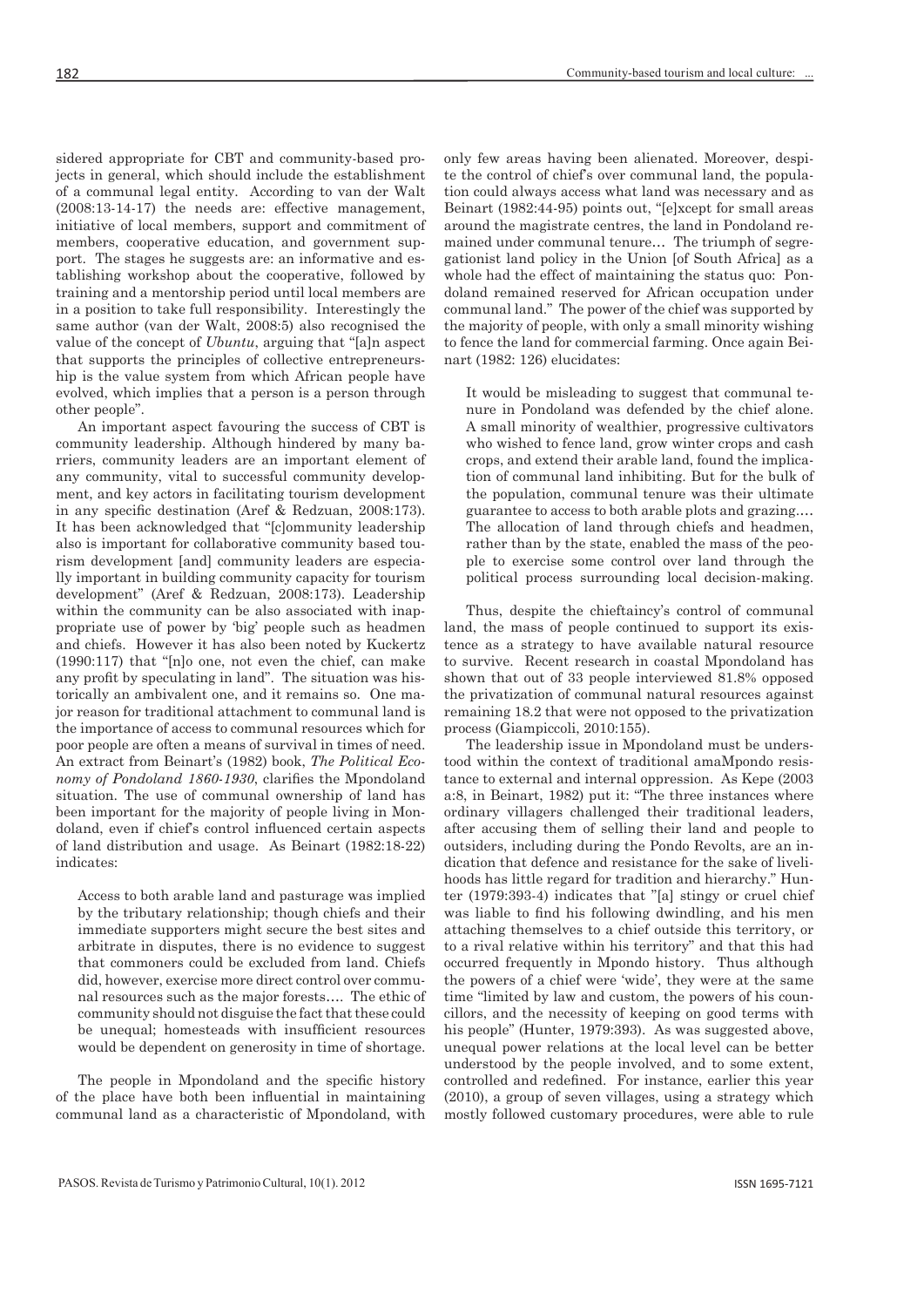sidered appropriate for CBT and community-based projects in general, which should include the establishment of a communal legal entity. According to van der Walt (2008:13-14-17) the needs are: effective management, initiative of local members, support and commitment of members, cooperative education, and government support. The stages he suggests are: an informative and establishing workshop about the cooperative, followed by training and a mentorship period until local members are in a position to take full responsibility. Interestingly the same author (van der Walt, 2008:5) also recognised the value of the concept of *Ubuntu*, arguing that "[a]n aspect that supports the principles of collective entrepreneurship is the value system from which African people have evolved, which implies that a person is a person through other people".

An important aspect favouring the success of CBT is community leadership. Although hindered by many barriers, community leaders are an important element of any community, vital to successful community development, and key actors in facilitating tourism development in any specific destination (Aref & Redzuan, 2008:173). It has been acknowledged that "[c]ommunity leadership also is important for collaborative community based tourism development [and] community leaders are especially important in building community capacity for tourism development" (Aref & Redzuan, 2008:173). Leadership within the community can be also associated with inappropriate use of power by 'big' people such as headmen and chiefs. However it has also been noted by Kuckertz (1990:117) that "[n]o one, not even the chief, can make any profit by speculating in land". The situation was historically an ambivalent one, and it remains so. One major reason for traditional attachment to communal land is the importance of access to communal resources which for poor people are often a means of survival in times of need. An extract from Beinart's (1982) book, *The Political Economy of Pondoland 1860-1930*, clarifies the Mpondoland situation. The use of communal ownership of land has been important for the majority of people living in Mondoland, even if chief's control influenced certain aspects of land distribution and usage. As Beinart (1982:18-22) indicates:

> Access to both arable land and pasturage was implied by the tributary relationship; though chiefs and their immediate supporters might secure the best sites and arbitrate in disputes, there is no evidence to suggest that commoners could be excluded from land. Chiefs did, however, exercise more direct control over communal resources such as the major forests…. The ethic of community should not disguise the fact that these could be unequal; homesteads with insufficient resources would be dependent on generosity in time of shortage.

The people in Mpondoland and the specific history of the place have both been influential in maintaining communal land as a characteristic of Mpondoland, with only few areas having been alienated. Moreover, despite the control of chief's over communal land, the population could always access what land was necessary and as Beinart (1982:44-95) points out, "[e]xcept for small areas around the magistrate centres, the land in Pondoland remained under communal tenure… The triumph of segregationist land policy in the Union [of South Africa] as a whole had the effect of maintaining the status quo: Pondoland remained reserved for African occupation under communal land." The power of the chief was supported by the majority of people, with only a small minority wishing to fence the land for commercial farming. Once again Beinart (1982: 126) elucidates:

> It would be misleading to suggest that communal tenure in Pondoland was defended by the chief alone. A small minority of wealthier, progressive cultivators who wished to fence land, grow winter crops and cash crops, and extend their arable land, found the implication of communal land inhibiting. But for the bulk of the population, communal tenure was their ultimate guarantee to access to both arable plots and grazing…. The allocation of land through chiefs and headmen, rather than by the state, enabled the mass of the people to exercise some control over land through the political process surrounding local decision-making.

Thus, despite the chieftaincy's control of communal land, the mass of people continued to support its existence as a strategy to have available natural resource to survive. Recent research in coastal Mpondoland has shown that out of 33 people interviewed 81.8% opposed the privatization of communal natural resources against remaining 18.2 that were not opposed to the privatization process (Giampiccoli, 2010:155).

The leadership issue in Mpondoland must be understood within the context of traditional amaMpondo resistance to external and internal oppression. As Kepe (2003 a:8, in Beinart, 1982) put it: "The three instances where ordinary villagers challenged their traditional leaders, after accusing them of selling their land and people to outsiders, including during the Pondo Revolts, are an indication that defence and resistance for the sake of livelihoods has little regard for tradition and hierarchy." Hunter (1979:393-4) indicates that "[a] stingy or cruel chief was liable to find his following dwindling, and his men attaching themselves to a chief outside this territory, or to a rival relative within his territory" and that this had occurred frequently in Mpondo history. Thus although the powers of a chief were 'wide', they were at the same time "limited by law and custom, the powers of his councillors, and the necessity of keeping on good terms with his people" (Hunter, 1979:393). As was suggested above, unequal power relations at the local level can be better understood by the people involved, and to some extent, controlled and redefined. For instance, earlier this year (2010), a group of seven villages, using a strategy which mostly followed customary procedures, were able to rule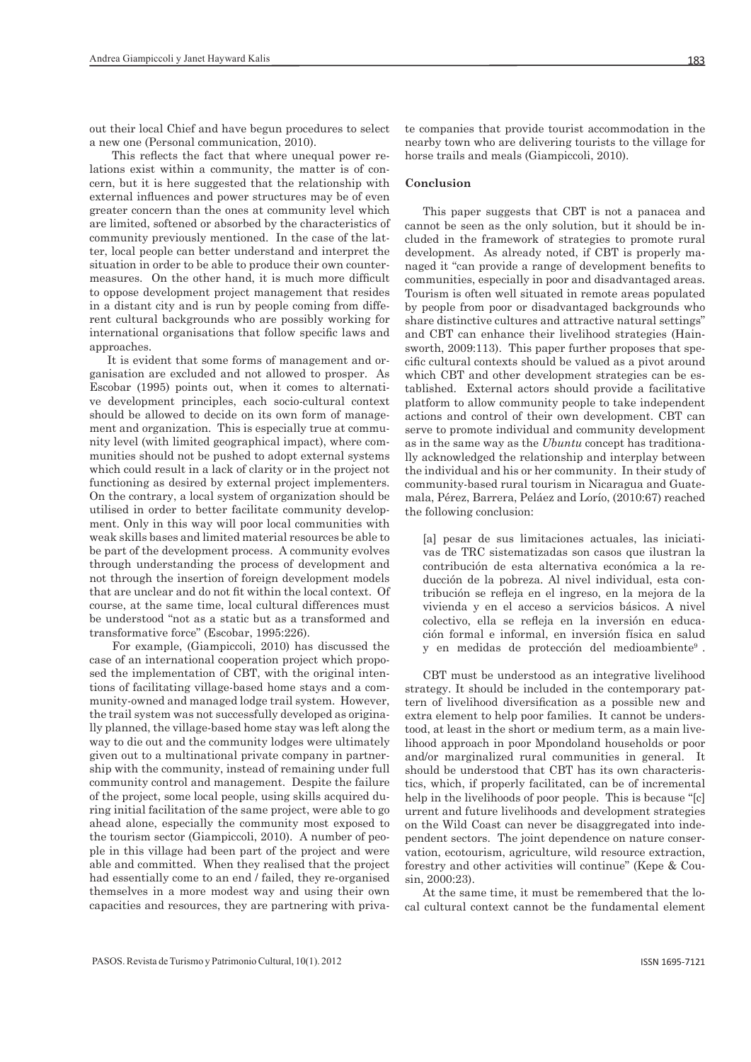out their local Chief and have begun procedures to select a new one (Personal communication, 2010).

This reflects the fact that where unequal power relations exist within a community, the matter is of concern, but it is here suggested that the relationship with external influences and power structures may be of even greater concern than the ones at community level which are limited, softened or absorbed by the characteristics of community previously mentioned. In the case of the latter, local people can better understand and interpret the situation in order to be able to produce their own countermeasures. On the other hand, it is much more difficult to oppose development project management that resides in a distant city and is run by people coming from different cultural backgrounds who are possibly working for international organisations that follow specific laws and approaches.

It is evident that some forms of management and organisation are excluded and not allowed to prosper. As Escobar (1995) points out, when it comes to alternative development principles, each socio-cultural context should be allowed to decide on its own form of management and organization. This is especially true at community level (with limited geographical impact), where communities should not be pushed to adopt external systems which could result in a lack of clarity or in the project not functioning as desired by external project implementers. On the contrary, a local system of organization should be utilised in order to better facilitate community development. Only in this way will poor local communities with weak skills bases and limited material resources be able to be part of the development process. A community evolves through understanding the process of development and not through the insertion of foreign development models that are unclear and do not fit within the local context. Of course, at the same time, local cultural differences must be understood "not as a static but as a transformed and transformative force" (Escobar, 1995:226).

For example, (Giampiccoli, 2010) has discussed the case of an international cooperation project which proposed the implementation of CBT, with the original intentions of facilitating village-based home stays and a community-owned and managed lodge trail system. However, the trail system was not successfully developed as originally planned, the village-based home stay was left along the way to die out and the community lodges were ultimately given out to a multinational private company in partnership with the community, instead of remaining under full community control and management. Despite the failure of the project, some local people, using skills acquired during initial facilitation of the same project, were able to go ahead alone, especially the community most exposed to the tourism sector (Giampiccoli, 2010). A number of people in this village had been part of the project and were able and committed. When they realised that the project had essentially come to an end / failed, they re-organised themselves in a more modest way and using their own capacities and resources, they are partnering with private companies that provide tourist accommodation in the nearby town who are delivering tourists to the village for horse trails and meals (Giampiccoli, 2010).

## Conclusion

This paper suggests that CBT is not a panacea and cannot be seen as the only solution, but it should be included in the framework of strategies to promote rural development. As already noted, if CBT is properly managed it "can provide a range of development benefits to communities, especially in poor and disadvantaged areas. Tourism is often well situated in remote areas populated by people from poor or disadvantaged backgrounds who share distinctive cultures and attractive natural settings" and CBT can enhance their livelihood strategies (Hainsworth, 2009:113). This paper further proposes that specific cultural contexts should be valued as a pivot around which CBT and other development strategies can be established. External actors should provide a facilitative platform to allow community people to take independent actions and control of their own development. CBT can serve to promote individual and community development as in the same way as the *Ubuntu* concept has traditionally acknowledged the relationship and interplay between the individual and his or her community. In their study of community-based rural tourism in Nicaragua and Guatemala, Pérez, Barrera, Peláez and Lorío, (2010:67) reached the following conclusion:

> [a] pesar de sus limitaciones actuales, las iniciativas de TRC sistematizadas son casos que ilustran la contribución de esta alternativa económica a la reducción de la pobreza. Al nivel individual, esta contribución se refleja en el ingreso, en la mejora de la vivienda y en el acceso a servicios básicos. A nivel colectivo, ella se refleja en la inversión en educación formal e informal, en inversión física en salud y en medidas de protección del medioambiente[9] .

CBT must be understood as an integrative livelihood strategy. It should be included in the contemporary pattern of livelihood diversification as a possible new and extra element to help poor families. It cannot be understood, at least in the short or medium term, as a main livelihood approach in poor Mpondoland households or poor and/or marginalized rural communities in general. It should be understood that CBT has its own characteristics, which, if properly facilitated, can be of incremental help in the livelihoods of poor people. This is because "[c]urrent and future livelihoods and development strategies on the Wild Coast can never be disaggregated into independent sectors. The joint dependence on nature conservation, ecotourism, agriculture, wild resource extraction, forestry and other activities will continue" (Kepe & Cousin, 2000:23).

At the same time, it must be remembered that the local cultural context cannot be the fundamental element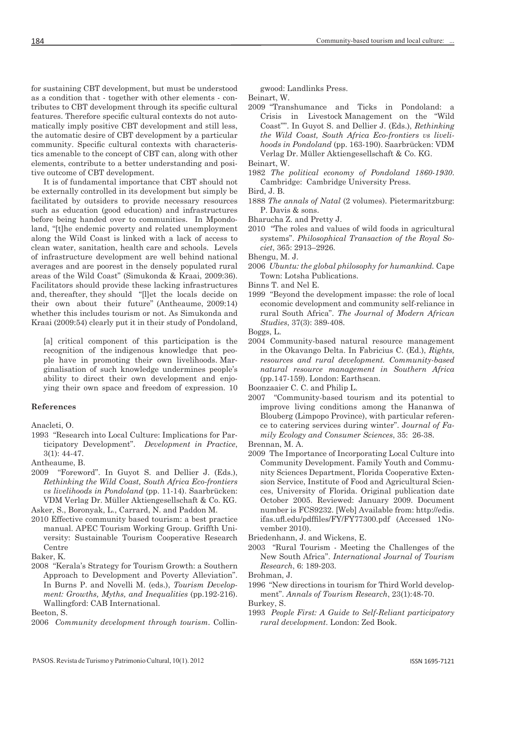for sustaining CBT development, but must be understood as a condition that - together with other elements - contributes to CBT development through its specific cultural features. Therefore specific cultural contexts do not automatically imply positive CBT development and still less, the automatic desire of CBT development by a particular community. Specific cultural contexts with characteristics amenable to the concept of CBT can, along with other elements, contribute to a better understanding and positive outcome of CBT development.

It is of fundamental importance that CBT should not be externally controlled in its development but simply be facilitated by outsiders to provide necessary resources such as education (good education) and infrastructures before being handed over to communities. In Mpondoland, "[t]he endemic poverty and related unemployment along the Wild Coast is linked with a lack of access to clean water, sanitation, health care and schools. Levels of infrastructure development are well behind national averages and are poorest in the densely populated rural areas of the Wild Coast" (Simukonda & Kraai, 2009:36). Facilitators should provide these lacking infrastructures and, thereafter, they should "[l]et the locals decide on their own about their future" (Antheaume, 2009:14) whether this includes tourism or not. As Simukonda and Kraai (2009:54) clearly put it in their study of Pondoland,

> [a] critical component of this participation is the recognition of the indigenous knowledge that people have in promoting their own livelihoods. Marginalisation of such knowledge undermines people's ability to direct their own development and enjoying their own space and freedom of expression. 10

#### References

Anacleti, O.
1993 "Research into Local Culture: Implications for Participatory Development". *Development in Practice*, 3(1): 44-47.

Antheaume, B.
2009 "Foreword". In Guyot S. and Dellier J. (Eds.), *Rethinking the Wild Coast, South Africa Eco-frontiers vs livelihoods in Pondoland* (pp. 11-14). Saarbrücken: VDM Verlag Dr. Müller Aktiengesellschaft & Co. KG.

Asker, S., Boronyak, L., Carrard, N. and Paddon M.
2010 Effective community based tourism: a best practice manual. APEC Tourism Working Group. Griffth University: Sustainable Tourism Cooperative Research Centre

Baker, K.
2008 "Kerala's Strategy for Tourism Growth: a Southern Approach to Development and Poverty Alleviation". In Burns P. and Novelli M. (eds.), *Tourism Development: Growths, Myths, and Inequalities* (pp.192-216). Wallingford: CAB International.

Beeton, S.
2006 *Community development through tourism*. Collingwood: Landlinks Press.

Beinart, W.
2009 "Transhumance and Ticks in Pondoland: a Crisis in Livestock Management on the "Wild Coast"". In Guyot S. and Dellier J. (Eds.), *Rethinking the Wild Coast, South Africa Eco-frontiers vs livelihoods in Pondoland* (pp. 163-190). Saarbrücken: VDM Verlag Dr. Müller Aktiengesellschaft & Co. KG.

Beinart, W.
1982 *The political economy of Pondoland 1860-1930*. Cambridge: Cambridge University Press.

Bird, J. B.
1888 *The annals of Natal* (2 volumes). Pietermaritzburg: P. Davis & sons.

Bharucha Z. and Pretty J.
2010 "The roles and values of wild foods in agricultural systems". *Philosophical Transaction of the Royal Societ*, 365: 2913–2926.

Bhengu, M. J.
2006 *Ubuntu: the global philosophy for humankind*. Cape Town: Lotsha Publications.

Binns T. and Nel E.
1999 "Beyond the development impasse: the role of local economic development and community self-reliance in rural South Africa". *The Journal of Modern African Studies*, 37(3): 389-408.

Boggs, L.
2004 Community-based natural resource management in the Okavango Delta. In Fabricius C. (Ed.), *Rights, resources and rural development. Community-based natural resource management in Southern Africa* (pp.147-159). London: Earthscan.

Boonzaaier C. C. and Philip L.
2007 "Community-based tourism and its potential to improve living conditions among the Hananwa of Blouberg (Limpopo Province), with particular reference to catering services during winter". *Journal of Family Ecology and Consumer Sciences*, 35: 26-38.

Brennan, M. A.
2009 The Importance of Incorporating Local Culture into Community Development. Family Youth and Community Sciences Department, Florida Cooperative Extension Service, Institute of Food and Agricultural Sciences, University of Florida. Original publication date October 2005. Reviewed: January 2009. Document number is FCS9232. [Web] Available from: http://edis.ifas.ufl.edu/pdffiles/FY/FY77300.pdf (Accessed 1November 2010).

Briedenhann, J. and Wickens, E.
2003 "Rural Tourism - Meeting the Challenges of the New South Africa". *International Journal of Tourism Research*, 6: 189-203.

Brohman, J.
1996 "New directions in tourism for Third World development". *Annals of Tourism Research*, 23(1):48-70.

Burkey, S.
1993 *People First: A Guide to Self-Reliant participatory rural development*. London: Zed Book.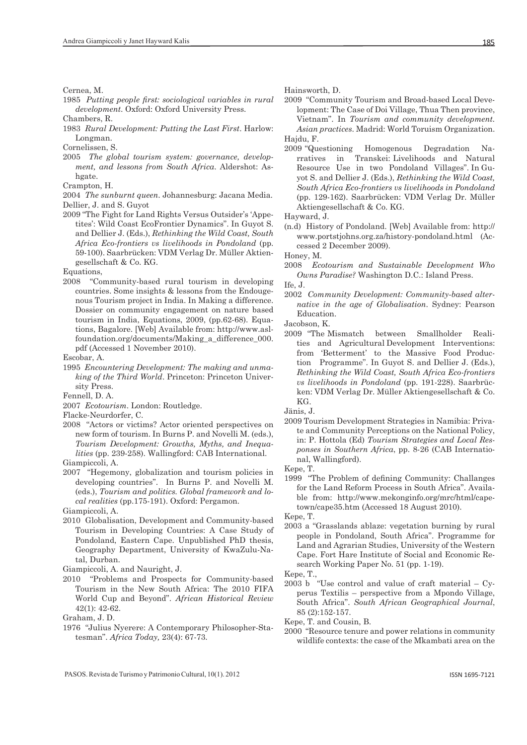Cernea, M.

1985 *Putting people first: sociological variables in rural development*. Oxford: Oxford University Press.

Chambers, R.

1983 *Rural Development: Putting the Last First*. Harlow: Longman.

Cornelissen, S.

2005 *The global tourism system: governance, development, and lessons from South Africa*. Aldershot: Ashgate.

Crampton, H.

2004 *The sunburnt queen*. Johannesburg: Jacana Media.

Dellier, J. and S. Guyot

2009 "The Fight for Land Rights Versus Outsider's 'Appetites': Wild Coast EcoFrontier Dynamics". In Guyot S. and Dellier J. (Eds.), *Rethinking the Wild Coast, South Africa Eco-frontiers vs livelihoods in Pondoland* (pp. 59-100). Saarbrücken: VDM Verlag Dr. Müller Aktiengesellschaft & Co. KG.

Equations,

2008 "Community-based rural tourism in developing countries. Some insights & lessons from the Endougenous Tourism project in India. In Making a difference. Dossier on community engagement on nature based tourism in India, Equations, 2009, (pp.62-68). Equations, Bagalore. [Web] Available from: http://www.aslfoundation.org/documents/Making_a_difference_000.pdf (Accessed 1 November 2010).

Escobar, A.

1995 *Encountering Development: The making and unmaking of the Third World*. Princeton: Princeton University Press.

Fennell, D. A.

2007 *Ecotourism*. London: Routledge.

Flacke-Neurdorfer, C.

2008 "Actors or victims? Actor oriented perspectives on new form of tourism. In Burns P. and Novelli M. (eds.), *Tourism Development: Growths, Myths, and Inequalities* (pp. 239-258). Wallingford: CAB International.

Giampiccoli, A.

2007 "Hegemony, globalization and tourism policies in developing countries". In Burns P. and Novelli M. (eds.), *Tourism and politics. Global framework and local realities* (pp.175-191). Oxford: Pergamon.

Giampiccoli, A.

2010 Globalisation, Development and Community-based Tourism in Developing Countries: A Case Study of Pondoland, Eastern Cape. Unpublished PhD thesis, Geography Department, University of KwaZulu-Natal, Durban.

Giampiccoli, A. and Nauright, J.

2010 "Problems and Prospects for Community-based Tourism in the New South Africa: The 2010 FIFA World Cup and Beyond". *African Historical Review* 42(1): 42-62.

Graham, J. D.

1976 "Julius Nyerere: A Contemporary Philosopher-Statesman". *Africa Today,* 23(4): 67-73.

Hainsworth, D.

2009 "Community Tourism and Broad-based Local Development: The Case of Doi Village, Thua Then province, Vietnam". In *Tourism and community development. Asian practices*. Madrid: World Toruism Organization.

Hajdu, F.

2009 "Questioning Homogenous Degradation Narratives in Transkei: Livelihoods and Natural Resource Use in two Pondoland Villages". In Guyot S. and Dellier J. (Eds.), *Rethinking the Wild Coast, South Africa Eco-frontiers vs livelihoods in Pondoland* (pp. 129-162). Saarbrücken: VDM Verlag Dr. Müller Aktiengesellschaft & Co. KG.

Hayward, J.

(n.d) History of Pondoland. [Web] Available from: http://www.portstjohns.org.za/history-pondoland.html (Accessed 2 December 2009).

Honey, M.

2008 *Ecotourism and Sustainable Development Who Owns Paradise?* Washington D.C.: Island Press.

Ife, J.

2002 *Community Development: Community-based alternative in the age of Globalisation*. Sydney: Pearson Education.

Jacobson, K.

2009 "The Mismatch between Smallholder Realities and Agricultural Development Interventions: from 'Betterment' to the Massive Food Production Programme". In Guyot S. and Dellier J. (Eds.), *Rethinking the Wild Coast, South Africa Eco-frontiers vs livelihoods in Pondoland* (pp. 191-228). Saarbrücken: VDM Verlag Dr. Müller Aktiengesellschaft & Co. KG.

Jänis, J.

2009 Tourism Development Strategies in Namibia: Private and Community Perceptions on the National Policy, in: P. Hottola (Ed) *Tourism Strategies and Local Responses in Southern Africa*, pp. 8-26 (CAB International, Wallingford).

Kepe, T.

1999 "The Problem of defining Community: Challanges for the Land Reform Process in South Africa". Available from: http://www.mekonginfo.org/mrc/html/capetown/cape35.htm (Accessed 18 August 2010).

Kepe, T.

2003 a "Grasslands ablaze: vegetation burning by rural people in Pondoland, South Africa". Programme for Land and Agrarian Studies, University of the Western Cape. Fort Hare Institute of Social and Economic Research Working Paper No. 51 (pp. 1-19).

Kepe, T.,

2003 b "Use control and value of craft material – Cyperus Textilis – perspective from a Mpondo Village, South Africa". *South African Geographical Journal*, 85 (2):152-157.

Kepe, T. and Cousin, B.

2000 "Resource tenure and power relations in community wildlife contexts: the case of the Mkambati area on the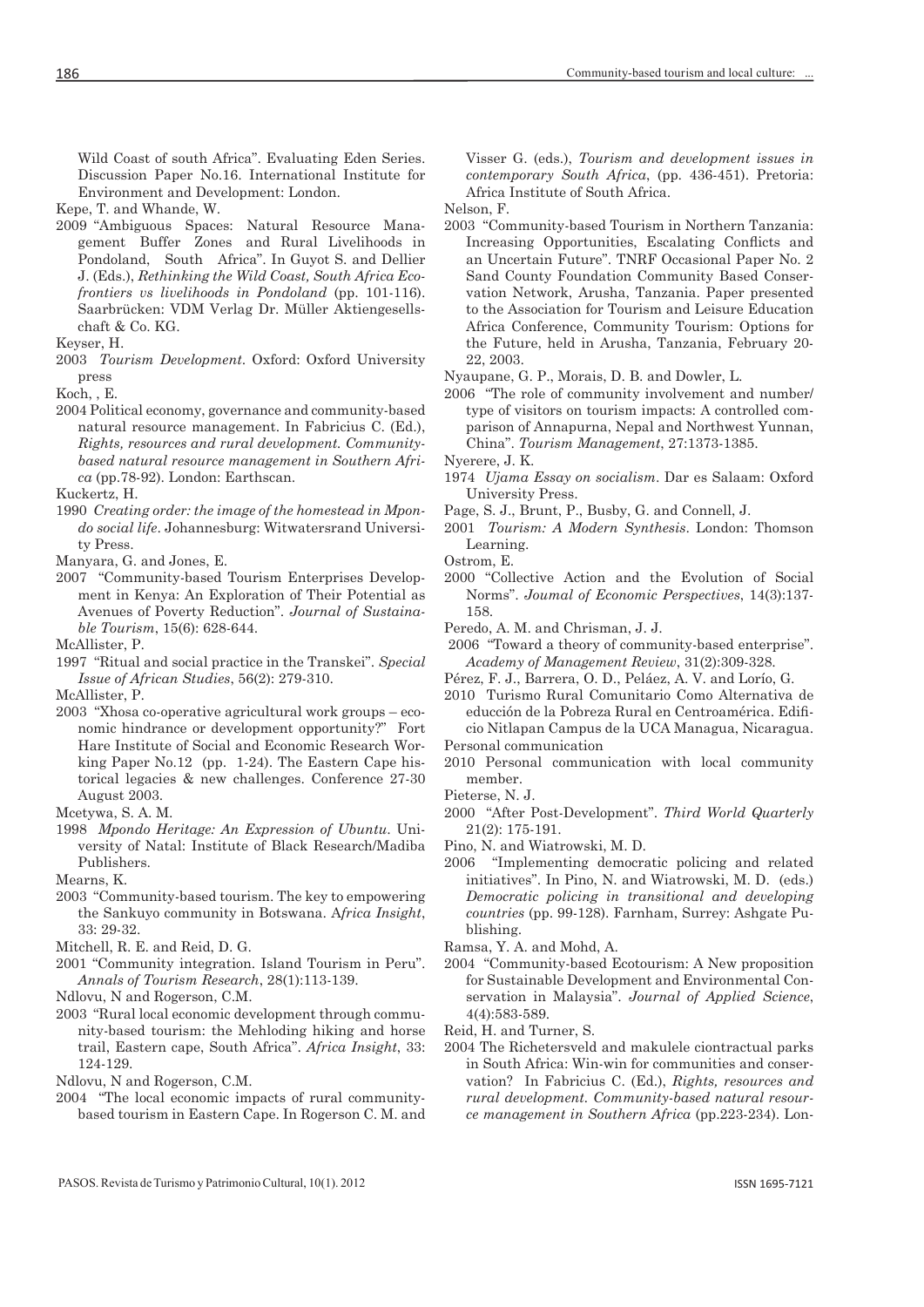Wild Coast of south Africa". Evaluating Eden Series. Discussion Paper No.16. International Institute for Environment and Development: London.

Kepe, T. and Whande, W.

2009 "Ambiguous Spaces: Natural Resource Management Buffer Zones and Rural Livelihoods in Pondoland, South Africa". In Guyot S. and Dellier J. (Eds.), *Rethinking the Wild Coast, South Africa Ecofrontiers vs livelihoods in Pondoland* (pp. 101-116). Saarbrücken: VDM Verlag Dr. Müller Aktiengesellschaft & Co. KG.

Keyser, H.

2003 *Tourism Development*. Oxford: Oxford University press

Koch, , E.

2004 Political economy, governance and community-based natural resource management. In Fabricius C. (Ed.), *Rights, resources and rural development. Community-based natural resource management in Southern Africa* (pp.78-92). London: Earthscan.

Kuckertz, H.

1990 *Creating order: the image of the homestead in Mpondo social life*. Johannesburg: Witwatersrand University Press.

Manyara, G. and Jones, E.

2007 "Community-based Tourism Enterprises Development in Kenya: An Exploration of Their Potential as Avenues of Poverty Reduction". *Journal of Sustainable Tourism*, 15(6): 628-644.

McAllister, P.

1997 "Ritual and social practice in the Transkei". *Special Issue of African Studies*, 56(2): 279-310.

McAllister, P.

2003 "Xhosa co-operative agricultural work groups – economic hindrance or development opportunity?" Fort Hare Institute of Social and Economic Research Working Paper No.12 (pp. 1-24). The Eastern Cape historical legacies & new challenges. Conference 27-30 August 2003.

Mcetywa, S. A. M.

1998 *Mpondo Heritage: An Expression of Ubuntu*. University of Natal: Institute of Black Research/Madiba Publishers.

Mearns, K.

2003 "Community-based tourism. The key to empowering the Sankuyo community in Botswana. *Africa Insight*, 33: 29-32.

Mitchell, R. E. and Reid, D. G.

2001 "Community integration. Island Tourism in Peru". *Annals of Tourism Research*, 28(1):113-139.

Ndlovu, N and Rogerson, C.M.

2003 "Rural local economic development through community-based tourism: the Mehloding hiking and horse trail, Eastern cape, South Africa". *Africa Insight*, 33: 124-129.

Ndlovu, N and Rogerson, C.M.

2004 "The local economic impacts of rural community-based tourism in Eastern Cape. In Rogerson C. M. and Visser G. (eds.), *Tourism and development issues in contemporary South Africa*, (pp. 436-451). Pretoria: Africa Institute of South Africa.

Nelson, F.

2003 "Community-based Tourism in Northern Tanzania: Increasing Opportunities, Escalating Conflicts and an Uncertain Future". TNRF Occasional Paper No. 2 Sand County Foundation Community Based Conservation Network, Arusha, Tanzania. Paper presented to the Association for Tourism and Leisure Education Africa Conference, Community Tourism: Options for the Future, held in Arusha, Tanzania, February 20-22, 2003.

Nyaupane, G. P., Morais, D. B. and Dowler, L.

2006 "The role of community involvement and number/type of visitors on tourism impacts: A controlled comparison of Annapurna, Nepal and Northwest Yunnan, China". *Tourism Management*, 27:1373-1385.

Nyerere, J. K.

1974 *Ujama Essay on socialism*. Dar es Salaam: Oxford University Press.

Page, S. J., Brunt, P., Busby, G. and Connell, J.

2001 *Tourism: A Modern Synthesis*. London: Thomson Learning.

Ostrom, E.

2000 "Collective Action and the Evolution of Social Norms". *Joumal of Economic Perspectives*, 14(3):137-158.

Peredo, A. M. and Chrisman, J. J.

2006 "Toward a theory of community-based enterprise". *Academy of Management Review*, 31(2):309-328.

Pérez, F. J., Barrera, O. D., Peláez, A. V. and Lorío, G.

2010 Turismo Rural Comunitario Como Alternativa de educción de la Pobreza Rural en Centroamérica. Edificio Nitlapan Campus de la UCA Managua, Nicaragua.

Personal communication

2010 Personal communication with local community member.

Pieterse, N. J.

2000 "After Post-Development". *Third World Quarterly* 21(2): 175-191.

Pino, N. and Wiatrowski, M. D.

2006 "Implementing democratic policing and related initiatives". In Pino, N. and Wiatrowski, M. D. (eds.) *Democratic policing in transitional and developing countries* (pp. 99-128). Farnham, Surrey: Ashgate Publishing.

Ramsa, Y. A. and Mohd, A.

2004 "Community-based Ecotourism: A New proposition for Sustainable Development and Environmental Conservation in Malaysia". *Journal of Applied Science*, 4(4):583-589.

Reid, H. and Turner, S.

2004 The Richetersveld and makulele ciontractual parks in South Africa: Win-win for communities and conservation? In Fabricius C. (Ed.), *Rights, resources and rural development. Community-based natural resource management in Southern Africa* (pp.223-234). Lon-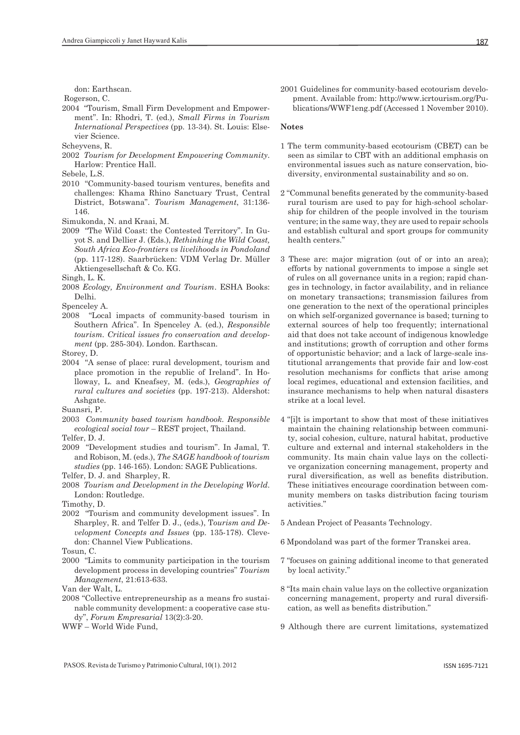don: Earthscan.

Rogerson, C.

2004 "Tourism, Small Firm Development and Empowerment". In: Rhodri, T. (ed.), *Small Firms in Tourism International Perspectives* (pp. 13-34). St. Louis: Elsevier Science.

Scheyvens, R.

2002 *Tourism for Development Empowering Community*. Harlow: Prentice Hall.

Sebele, L.S.

2010 "Community-based tourism ventures, benefits and challenges: Khama Rhino Sanctuary Trust, Central District, Botswana". *Tourism Management*, 31:136-146.

Simukonda, N. and Kraai, M.

2009 "The Wild Coast: the Contested Territory". In Guyot S. and Dellier J. (Eds.), *Rethinking the Wild Coast, South Africa Eco-frontiers vs livelihoods in Pondoland* (pp. 117-128). Saarbrücken: VDM Verlag Dr. Müller Aktiengesellschaft & Co. KG.

Singh, L. K.

2008 *Ecology, Environment and Tourism*. ESHA Books: Delhi.

Spenceley A.

2008 "Local impacts of community-based tourism in Southern Africa". In Spenceley A. (ed.), *Responsible tourism. Critical issues fro conservation and development* (pp. 285-304). London. Earthscan.

Storey, D.

2004 "A sense of place: rural development, tourism and place promotion in the republic of Ireland". In Holloway, L. and Kneafsey, M. (eds.), *Geographies of rural cultures and societies* (pp. 197-213). Aldershot: Ashgate.

Suansri, P.

2003 *Community based tourism handbook. Responsible ecological social tour* – REST project, Thailand.

Telfer, D. J.

2009 "Development studies and tourism". In Jamal, T. and Robison, M. (eds.), *The SAGE handbook of tourism studies* (pp. 146-165). London: SAGE Publications.

Telfer, D. J. and Sharpley, R.

2008 *Tourism and Development in the Developing World*. London: Routledge.

Timothy, D.

2002 "Tourism and community development issues". In Sharpley, R. and Telfer D. J., (eds.), T*ourism and Development Concepts and Issues* (pp. 135-178). Clevedon: Channel View Publications.

Tosun, C.

2000 "Limits to community participation in the tourism development process in developing countries" *Tourism Management*, 21:613-633.

Van der Walt, L.

2008 "Collective entrepreneurship as a means fro sustainable community development: a cooperative case study", *Forum Empresarial* 13(2):3-20.

WWF – World Wide Fund,

2001 Guidelines for community-based ecotourism development. Available from: http://www.icrtourism.org/Publications/WWF1eng.pdf (Accessed 1 November 2010).

**Notes**

1 The term community-based ecotourism (CBET) can be seen as similar to CBT with an additional emphasis on environmental issues such as nature conservation, biodiversity, environmental sustainability and so on.

2 "Communal benefits generated by the community-based rural tourism are used to pay for high-school scholarship for children of the people involved in the tourism venture; in the same way, they are used to repair schools and establish cultural and sport groups for community health centers."

3 These are: major migration (out of or into an area); efforts by national governments to impose a single set of rules on all governance units in a region; rapid changes in technology, in factor availability, and in reliance on monetary transactions; transmission failures from one generation to the next of the operational principles on which self-organized governance is based; turning to external sources of help too frequently; international aid that does not take account of indigenous knowledge and institutions; growth of corruption and other forms of opportunistic behavior; and a lack of large-scale institutional arrangements that provide fair and low-cost resolution mechanisms for conflicts that arise among local regimes, educational and extension facilities, and insurance mechanisms to help when natural disasters strike at a local level.

4 "[i]t is important to show that most of these initiatives maintain the chaining relationship between community, social cohesion, culture, natural habitat, productive culture and external and internal stakeholders in the community. Its main chain value lays on the collective organization concerning management, property and rural diversification, as well as benefits distribution. These initiatives encourage coordination between community members on tasks distribution facing tourism activities."

5 Andean Project of Peasants Technology.

6 Mpondoland was part of the former Transkei area.

7 "focuses on gaining additional income to that generated by local activity."

8 "Its main chain value lays on the collective organization concerning management, property and rural diversification, as well as benefits distribution."

9 Although there are current limitations, systematized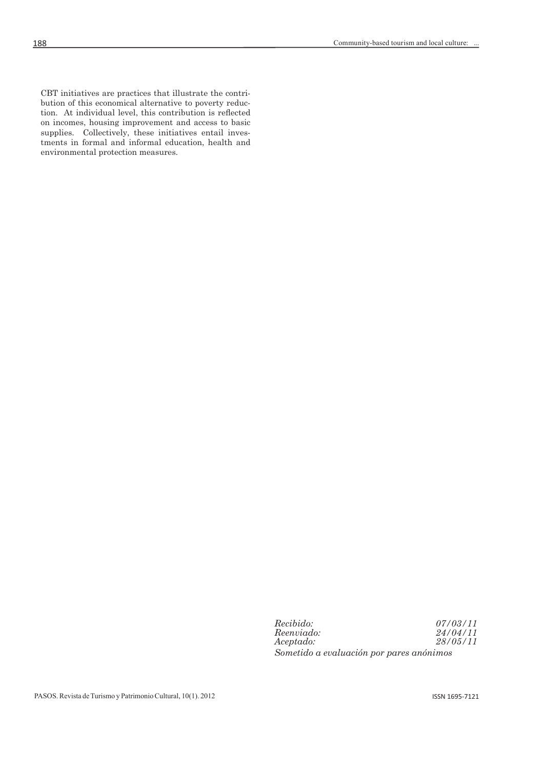CBT initiatives are practices that illustrate the contribution of this economical alternative to poverty reduction. At individual level, this contribution is reflected on incomes, housing improvement and access to basic supplies. Collectively, these initiatives entail investments in formal and informal education, health and environmental protection measures.

| | |
|---|---|
| *Recibido:* | *07/03/11* |
| *Reenviado:* | *24/04/11* |
| *Aceptado:* | *28/05/11* |

*Sometido a evaluación por pares anónimos*